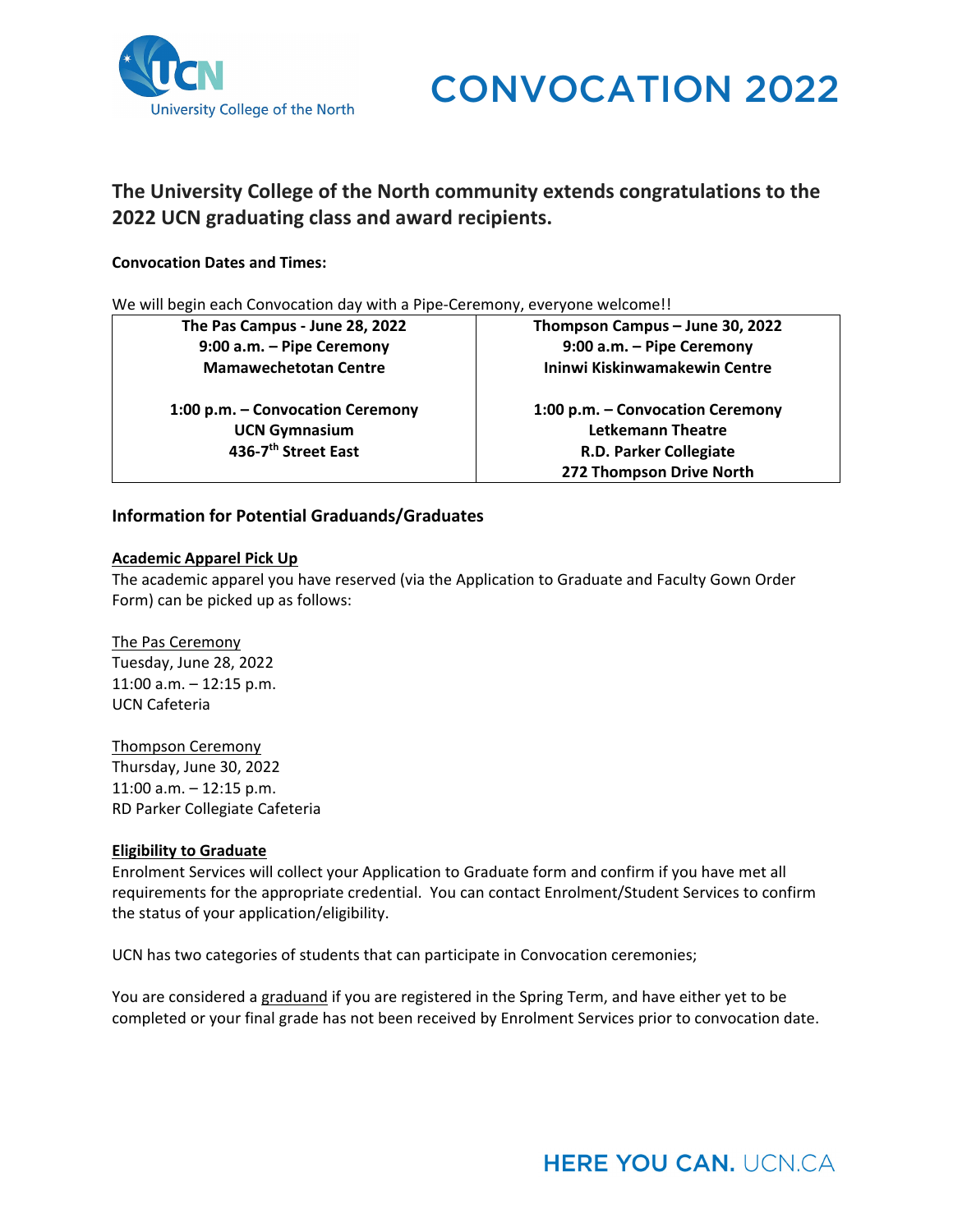# CONVOCATION 2022

## The University College of the North community extends congratulations to the 2022 UCN graduating class and award recipients.

**Convocation Dates and Times:**

We will begin each Convocation day with a Pipe-Ceremony, everyone welcome!!

| The Pas Campus - June 28, 2022 | Thompson Campus – June 30, 2022 |
|---|---|
| 9:00 a.m. – Pipe Ceremony<br>Mamawechetotan Centre | 9:00 a.m. – Pipe Ceremony<br>Ininwi Kiskinwamakewin Centre |
| 1:00 p.m. – Convocation Ceremony<br>UCN Gymnasium<br>436-7th Street East | 1:00 p.m. – Convocation Ceremony<br>Letkemann Theatre<br>R.D. Parker Collegiate<br>272 Thompson Drive North |

### Information for Potential Graduands/Graduates

**Academic Apparel Pick Up**

The academic apparel you have reserved (via the Application to Graduate and Faculty Gown Order Form) can be picked up as follows:

The Pas Ceremony
Tuesday, June 28, 2022
11:00 a.m. – 12:15 p.m.
UCN Cafeteria

Thompson Ceremony
Thursday, June 30, 2022
11:00 a.m. – 12:15 p.m.
RD Parker Collegiate Cafeteria

**Eligibility to Graduate**

Enrolment Services will collect your Application to Graduate form and confirm if you have met all requirements for the appropriate credential. You can contact Enrolment/Student Services to confirm the status of your application/eligibility.

UCN has two categories of students that can participate in Convocation ceremonies;

You are considered a graduand if you are registered in the Spring Term, and have either yet to be completed or your final grade has not been received by Enrolment Services prior to convocation date.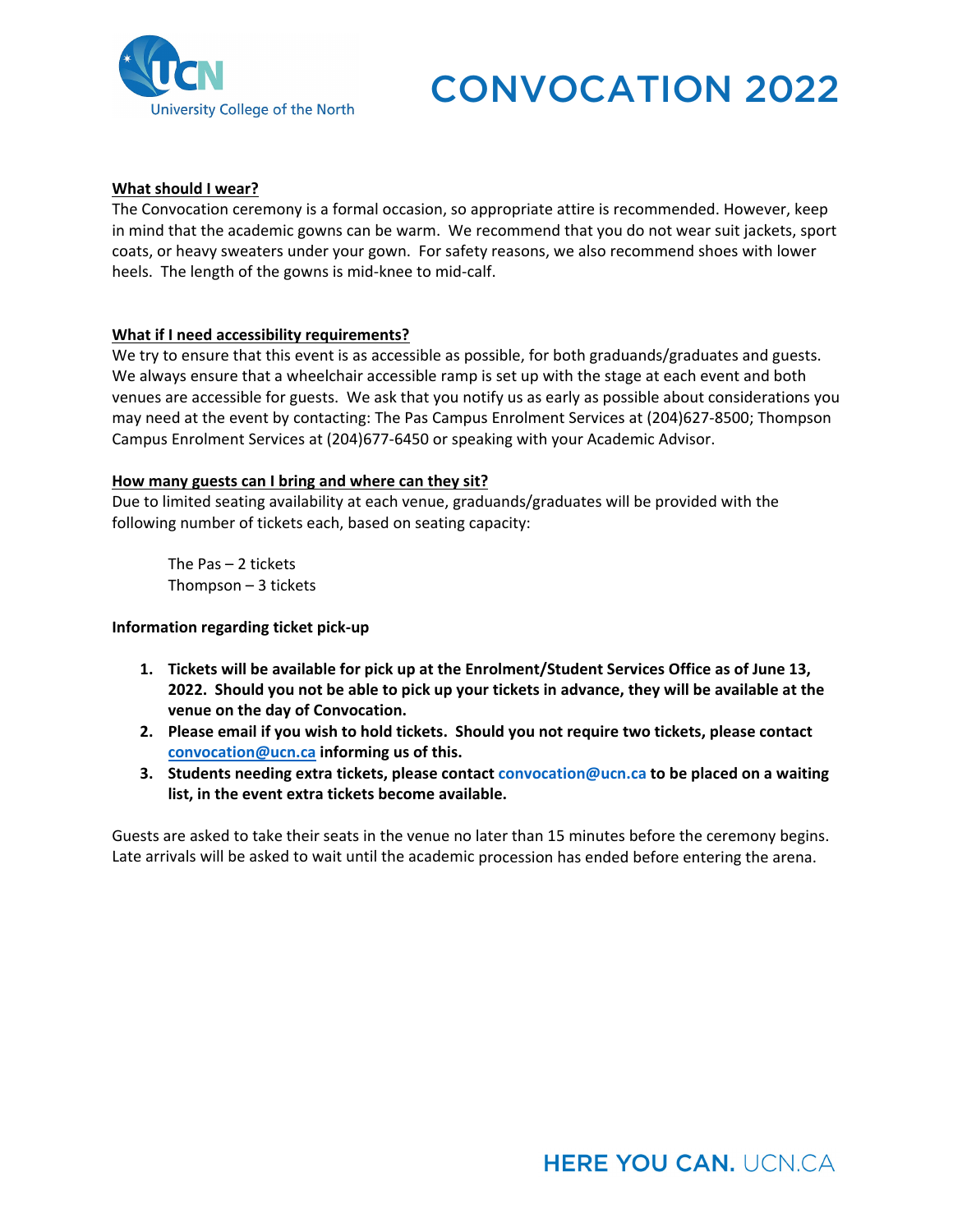**What should I wear?**

The Convocation ceremony is a formal occasion, so appropriate attire is recommended. However, keep in mind that the academic gowns can be warm. We recommend that you do not wear suit jackets, sport coats, or heavy sweaters under your gown. For safety reasons, we also recommend shoes with lower heels. The length of the gowns is mid-knee to mid-calf.

**What if I need accessibility requirements?**

We try to ensure that this event is as accessible as possible, for both graduands/graduates and guests. We always ensure that a wheelchair accessible ramp is set up with the stage at each event and both venues are accessible for guests. We ask that you notify us as early as possible about considerations you may need at the event by contacting: The Pas Campus Enrolment Services at (204)627-8500; Thompson Campus Enrolment Services at (204)677-6450 or speaking with your Academic Advisor.

**How many guests can I bring and where can they sit?**

Due to limited seating availability at each venue, graduands/graduates will be provided with the following number of tickets each, based on seating capacity:

The Pas – 2 tickets
Thompson – 3 tickets

**Information regarding ticket pick-up**

1. **Tickets will be available for pick up at the Enrolment/Student Services Office as of June 13, 2022. Should you not be able to pick up your tickets in advance, they will be available at the venue on the day of Convocation.**
2. **Please email if you wish to hold tickets. Should you not require two tickets, please contact convocation@ucn.ca informing us of this.**
3. **Students needing extra tickets, please contact convocation@ucn.ca to be placed on a waiting list, in the event extra tickets become available.**

Guests are asked to take their seats in the venue no later than 15 minutes before the ceremony begins. Late arrivals will be asked to wait until the academic procession has ended before entering the arena.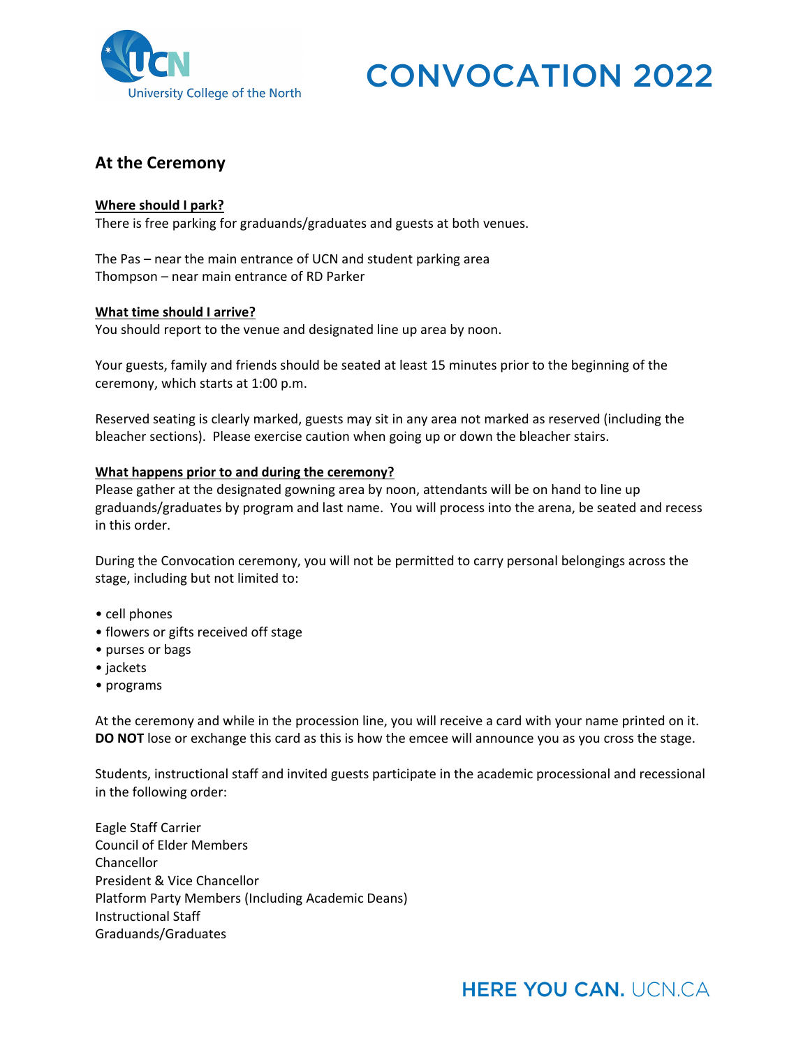# CONVOCATION 2022

## At the Ceremony

**Where should I park?**

There is free parking for graduands/graduates and guests at both venues.

The Pas – near the main entrance of UCN and student parking area
Thompson – near main entrance of RD Parker

**What time should I arrive?**

You should report to the venue and designated line up area by noon.

Your guests, family and friends should be seated at least 15 minutes prior to the beginning of the ceremony, which starts at 1:00 p.m.

Reserved seating is clearly marked, guests may sit in any area not marked as reserved (including the bleacher sections). Please exercise caution when going up or down the bleacher stairs.

**What happens prior to and during the ceremony?**

Please gather at the designated gowning area by noon, attendants will be on hand to line up graduands/graduates by program and last name. You will process into the arena, be seated and recess in this order.

During the Convocation ceremony, you will not be permitted to carry personal belongings across the stage, including but not limited to:

- cell phones
- flowers or gifts received off stage
- purses or bags
- jackets
- programs

At the ceremony and while in the procession line, you will receive a card with your name printed on it. **DO NOT** lose or exchange this card as this is how the emcee will announce you as you cross the stage.

Students, instructional staff and invited guests participate in the academic processional and recessional in the following order:

Eagle Staff Carrier
Council of Elder Members
Chancellor
President & Vice Chancellor
Platform Party Members (Including Academic Deans)
Instructional Staff
Graduands/Graduates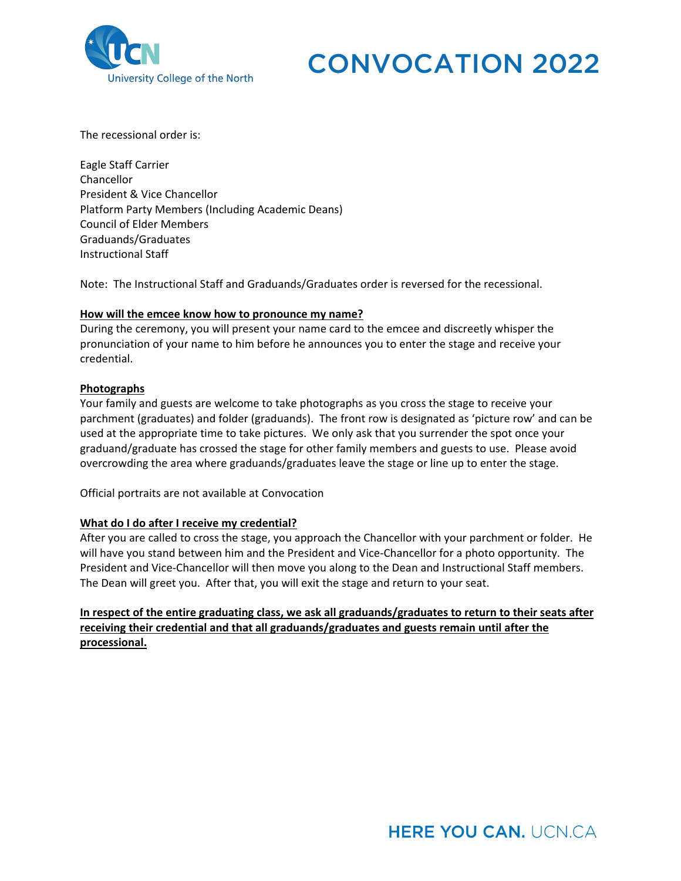The recessional order is:

Eagle Staff Carrier
Chancellor
President & Vice Chancellor
Platform Party Members (Including Academic Deans)
Council of Elder Members
Graduands/Graduates
Instructional Staff

Note: The Instructional Staff and Graduands/Graduates order is reversed for the recessional.

**How will the emcee know how to pronounce my name?**

During the ceremony, you will present your name card to the emcee and discreetly whisper the pronunciation of your name to him before he announces you to enter the stage and receive your credential.

**Photographs**

Your family and guests are welcome to take photographs as you cross the stage to receive your parchment (graduates) and folder (graduands). The front row is designated as 'picture row' and can be used at the appropriate time to take pictures. We only ask that you surrender the spot once your graduand/graduate has crossed the stage for other family members and guests to use. Please avoid overcrowding the area where graduands/graduates leave the stage or line up to enter the stage.

Official portraits are not available at Convocation

**What do I do after I receive my credential?**

After you are called to cross the stage, you approach the Chancellor with your parchment or folder. He will have you stand between him and the President and Vice-Chancellor for a photo opportunity. The President and Vice-Chancellor will then move you along to the Dean and Instructional Staff members. The Dean will greet you. After that, you will exit the stage and return to your seat.

**In respect of the entire graduating class, we ask all graduands/graduates to return to their seats after receiving their credential and that all graduands/graduates and guests remain until after the processional.**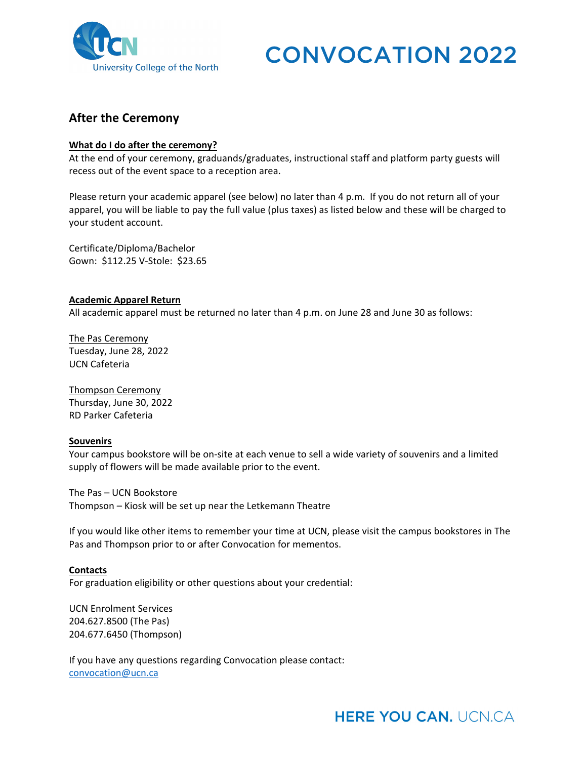# CONVOCATION 2022

## After the Ceremony

**What do I do after the ceremony?**

At the end of your ceremony, graduands/graduates, instructional staff and platform party guests will recess out of the event space to a reception area.

Please return your academic apparel (see below) no later than 4 p.m. If you do not return all of your apparel, you will be liable to pay the full value (plus taxes) as listed below and these will be charged to your student account.

Certificate/Diploma/Bachelor
Gown: $112.25 V-Stole: $23.65

**Academic Apparel Return**

All academic apparel must be returned no later than 4 p.m. on June 28 and June 30 as follows:

The Pas Ceremony
Tuesday, June 28, 2022
UCN Cafeteria

Thompson Ceremony
Thursday, June 30, 2022
RD Parker Cafeteria

**Souvenirs**

Your campus bookstore will be on-site at each venue to sell a wide variety of souvenirs and a limited supply of flowers will be made available prior to the event.

The Pas – UCN Bookstore
Thompson – Kiosk will be set up near the Letkemann Theatre

If you would like other items to remember your time at UCN, please visit the campus bookstores in The Pas and Thompson prior to or after Convocation for mementos.

**Contacts**

For graduation eligibility or other questions about your credential:

UCN Enrolment Services
204.627.8500 (The Pas)
204.677.6450 (Thompson)

If you have any questions regarding Convocation please contact:
convocation@ucn.ca